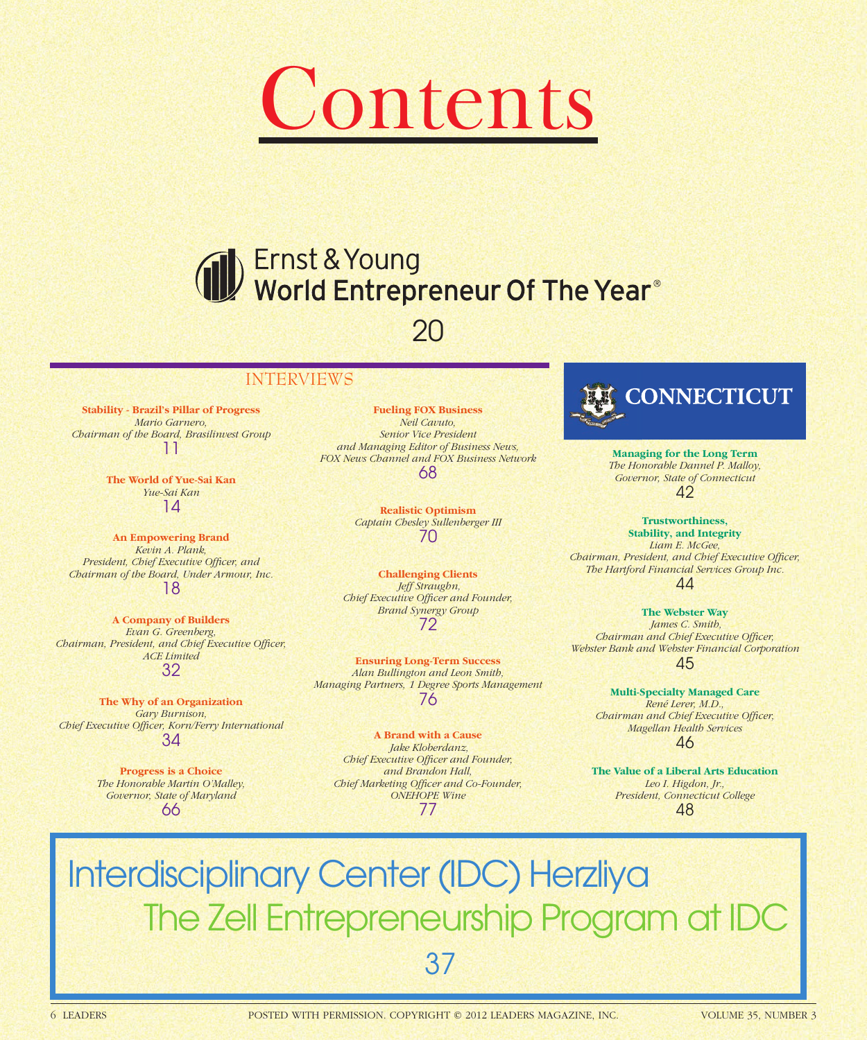# Contents

## Ernst & Young World Entrepreneur Of The Year®

20

## INTERVIEWS

**Stability - Brazil's Pillar of Progress**
*Mario Garnero,*
*Chairman of the Board, Brasilinvest Group*
11

**The World of Yue-Sai Kan**
*Yue-Sai Kan*
14

**An Empowering Brand**
*Kevin A. Plank,*
*President, Chief Executive Officer, and Chairman of the Board, Under Armour, Inc.*
18

**A Company of Builders**
*Evan G. Greenberg,*
*Chairman, President, and Chief Executive Officer, ACE Limited*
32

**The Why of an Organization**
*Gary Burnison,*
*Chief Executive Officer, Korn/Ferry International*
34

**Progress is a Choice**
*The Honorable Martin O'Malley,*
*Governor, State of Maryland*
66

**Fueling FOX Business**
*Neil Cavuto,*
*Senior Vice President and Managing Editor of Business News, FOX News Channel and FOX Business Network*
68

**Realistic Optimism**
*Captain Chesley Sullenberger III*
70

**Challenging Clients**
*Jeff Straughn,*
*Chief Executive Officer and Founder, Brand Synergy Group*
72

**Ensuring Long-Term Success**
*Alan Bullington and Leon Smith,*
*Managing Partners, 1 Degree Sports Management*
76

**A Brand with a Cause**
*Jake Kloberdanz,*
*Chief Executive Officer and Founder, and Brandon Hall,*
*Chief Marketing Officer and Co-Founder, ONEHOPE Wine*
77

## CONNECTICUT

**Managing for the Long Term**
*The Honorable Dannel P. Malloy,*
*Governor, State of Connecticut*
42

**Trustworthiness, Stability, and Integrity**
*Liam E. McGee,*
*Chairman, President, and Chief Executive Officer, The Hartford Financial Services Group Inc.*
44

**The Webster Way**
*James C. Smith,*
*Chairman and Chief Executive Officer, Webster Bank and Webster Financial Corporation*
45

**Multi-Specialty Managed Care**
*René Lerer, M.D.,*
*Chairman and Chief Executive Officer, Magellan Health Services*
46

**The Value of a Liberal Arts Education**
*Leo I. Higdon, Jr.,*
*President, Connecticut College*
48

## Interdisciplinary Center (IDC) Herzliya
## The Zell Entrepreneurship Program at IDC

37

POSTED WITH PERMISSION. COPYRIGHT © 2012 LEADERS MAGAZINE, INC.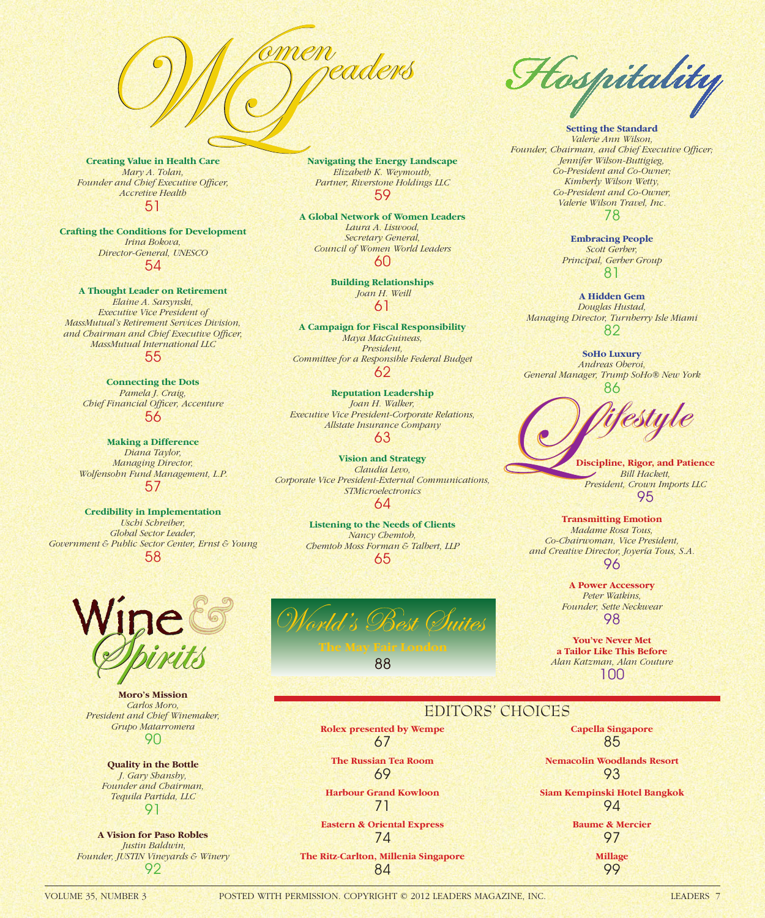# Women Leaders

**Creating Value in Health Care**
*Mary A. Tolan,*
*Founder and Chief Executive Officer,*
*Accretive Health*
51

**Crafting the Conditions for Development**
*Irina Bokova,*
*Director-General, UNESCO*
54

**A Thought Leader on Retirement**
*Elaine A. Sarsynski,*
*Executive Vice President of*
*MassMutual's Retirement Services Division,*
*and Chairman and Chief Executive Officer,*
*MassMutual International LLC*
55

**Connecting the Dots**
*Pamela J. Craig,*
*Chief Financial Officer, Accenture*
56

**Making a Difference**
*Diana Taylor,*
*Managing Director,*
*Wolfensohn Fund Management, L.P.*
57

**Credibility in Implementation**
*Uschi Schreiber,*
*Global Sector Leader,*
*Government & Public Sector Center, Ernst & Young*
58

**Navigating the Energy Landscape**
*Elizabeth K. Weymouth,*
*Partner, Riverstone Holdings LLC*
59

**A Global Network of Women Leaders**
*Laura A. Liswood,*
*Secretary General,*
*Council of Women World Leaders*
60

**Building Relationships**
*Joan H. Weill*
61

**A Campaign for Fiscal Responsibility**
*Maya MacGuineas,*
*President,*
*Committee for a Responsible Federal Budget*
62

**Reputation Leadership**
*Joan H. Walker,*
*Executive Vice President-Corporate Relations,*
*Allstate Insurance Company*
63

**Vision and Strategy**
*Claudia Levo,*
*Corporate Vice President-External Communications,*
*STMicroelectronics*
64

**Listening to the Needs of Clients**
*Nancy Chemtob,*
*Chemtob Moss Forman & Talbert, LLP*
65

# Hospitality

**Setting the Standard**
*Valerie Ann Wilson,*
*Founder, Chairman, and Chief Executive Officer;*
*Jennifer Wilson-Buttigieg,*
*Co-President and Co-Owner;*
*Kimberly Wilson Wetty,*
*Co-President and Co-Owner,*
*Valerie Wilson Travel, Inc.*
78

**Embracing People**
*Scott Gerber,*
*Principal, Gerber Group*
81

**A Hidden Gem**
*Douglas Hustad,*
*Managing Director, Turnberry Isle Miami*
82

**SoHo Luxury**
*Andreas Oberoi,*
*General Manager, Trump SoHo® New York*
86

# Lifestyle

**Discipline, Rigor, and Patience**
*Bill Hackett,*
*President, Crown Imports LLC*
95

**Transmitting Emotion**
*Madame Rosa Tous,*
*Co-Chairwoman, Vice President,*
*and Creative Director, Joyería Tous, S.A.*
96

**A Power Accessory**
*Peter Watkins,*
*Founder, Sette Neckwear*
98

**You've Never Met a Tailor Like This Before**
*Alan Katzman, Alan Couture*
100

# Wine & Spirits

**Moro's Mission**
*Carlos Moro,*
*President and Chief Winemaker,*
*Grupo Matarromera*
90

**Quality in the Bottle**
*J. Gary Shansby,*
*Founder and Chairman,*
*Tequila Partida, LLC*
91

**A Vision for Paso Robles**
*Justin Baldwin,*
*Founder, JUSTIN Vineyards & Winery*
92

# World's Best Suites

**The May Fair London**
88

# EDITORS' CHOICES

**Rolex presented by Wempe**
67

**The Russian Tea Room**
69

**Harbour Grand Kowloon**
71

**Eastern & Oriental Express**
74

**The Ritz-Carlton, Millenia Singapore**
84

**Capella Singapore**
85

**Nemacolin Woodlands Resort**
93

**Siam Kempinski Hotel Bangkok**
94

**Baume & Mercier**
97

**Millage**
99

POSTED WITH PERMISSION. COPYRIGHT © 2012 LEADERS MAGAZINE, INC.